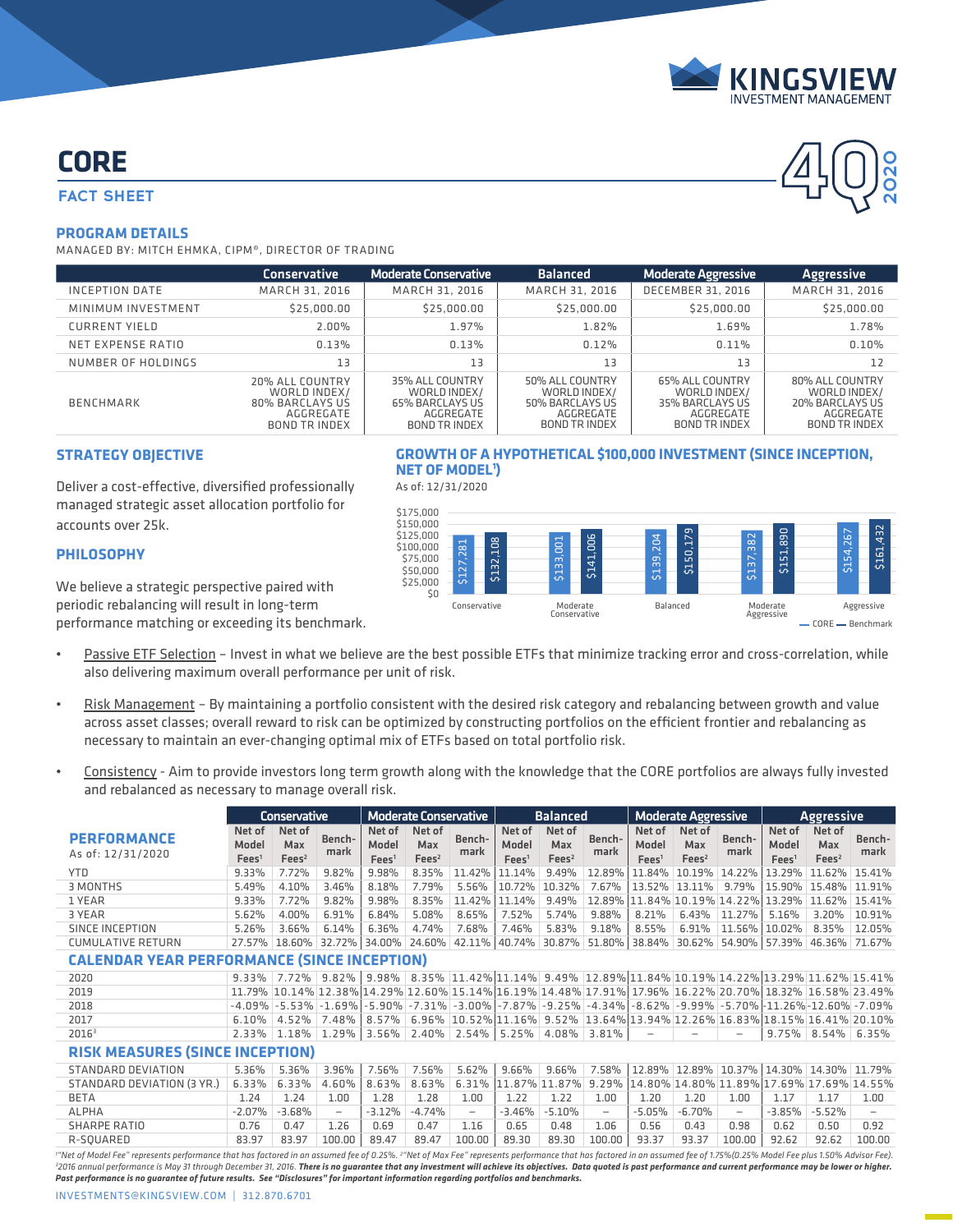# CORE

## FACT SHEET

4Q 2020

### PROGRAM DETAILS

MANAGED BY: MITCH EHMKA, CIPM®, DIRECTOR OF TRADING

| | Conservative | Moderate Conservative | Balanced | Moderate Aggressive | Aggressive |
|---|---|---|---|---|---|
| INCEPTION DATE | MARCH 31, 2016 | MARCH 31, 2016 | MARCH 31, 2016 | DECEMBER 31, 2016 | MARCH 31, 2016 |
| MINIMUM INVESTMENT | $25,000.00 | $25,000.00 | $25,000.00 | $25,000.00 | $25,000.00 |
| CURRENT YIELD | 2.00% | 1.97% | 1.82% | 1.69% | 1.78% |
| NET EXPENSE RATIO | 0.13% | 0.13% | 0.12% | 0.11% | 0.10% |
| NUMBER OF HOLDINGS | 13 | 13 | 13 | 13 | 12 |
| BENCHMARK | 20% ALL COUNTRY WORLD INDEX/ 80% BARCLAYS US AGGREGATE BOND TR INDEX | 35% ALL COUNTRY WORLD INDEX/ 65% BARCLAYS US AGGREGATE BOND TR INDEX | 50% ALL COUNTRY WORLD INDEX/ 50% BARCLAYS US AGGREGATE BOND TR INDEX | 65% ALL COUNTRY WORLD INDEX/ 35% BARCLAYS US AGGREGATE BOND TR INDEX | 80% ALL COUNTRY WORLD INDEX/ 20% BARCLAYS US AGGREGATE BOND TR INDEX |

### STRATEGY OBJECTIVE

Deliver a cost-effective, diversified professionally managed strategic asset allocation portfolio for accounts over 25k.

### PHILOSOPHY

We believe a strategic perspective paired with periodic rebalancing will result in long-term performance matching or exceeding its benchmark.

### GROWTH OF A HYPOTHETICAL $100,000 INVESTMENT (SINCE INCEPTION, NET OF MODEL[1])

As of: 12/31/2020

| | CORE | Benchmark |
|---|---|---|
| Conservative | $127,281 | $132,108 |
| Moderate Conservative | $133,001 | $141,006 |
| Balanced | $139,204 | $150,179 |
| Moderate Aggressive | $137,382 | $151,890 |
| Aggressive | $154,267 | $161,432 |

- Passive ETF Selection – Invest in what we believe are the best possible ETFs that minimize tracking error and cross-correlation, while also delivering maximum overall performance per unit of risk.
- Risk Management – By maintaining a portfolio consistent with the desired risk category and rebalancing between growth and value across asset classes; overall reward to risk can be optimized by constructing portfolios on the efficient frontier and rebalancing as necessary to maintain an ever-changing optimal mix of ETFs based on total portfolio risk.
- Consistency - Aim to provide investors long term growth along with the knowledge that the CORE portfolios are always fully invested and rebalanced as necessary to manage overall risk.

### PERFORMANCE

As of: 12/31/2020

| | Conservative | | | Moderate Conservative | | | Balanced | | | Moderate Aggressive | | | Aggressive | | |
|---|---|---|---|---|---|---|---|---|---|---|---|---|---|---|---|
| | Net of Model Fees[1] | Net of Max Fees[2] | Benchmark | Net of Model Fees[1] | Net of Max Fees[2] | Benchmark | Net of Model Fees[1] | Net of Max Fees[2] | Benchmark | Net of Model Fees[1] | Net of Max Fees[2] | Benchmark | Net of Model Fees[1] | Net of Max Fees[2] | Benchmark |
| YTD | 9.33% | 7.72% | 9.82% | 9.98% | 8.35% | 11.42% | 11.14% | 9.49% | 12.89% | 11.84% | 10.19% | 14.22% | 13.29% | 11.62% | 15.41% |
| 3 MONTHS | 5.49% | 4.10% | 3.46% | 8.18% | 7.79% | 5.56% | 10.72% | 10.32% | 7.67% | 13.52% | 13.11% | 9.79% | 15.90% | 15.48% | 11.91% |
| 1 YEAR | 9.33% | 7.72% | 9.82% | 9.98% | 8.35% | 11.42% | 11.14% | 9.49% | 12.89% | 11.84% | 10.19% | 14.22% | 13.29% | 11.62% | 15.41% |
| 3 YEAR | 5.62% | 4.00% | 6.91% | 6.84% | 5.08% | 8.65% | 7.52% | 5.74% | 9.88% | 8.21% | 6.43% | 11.27% | 5.16% | 3.20% | 10.91% |
| SINCE INCEPTION | 5.26% | 3.66% | 6.14% | 6.36% | 4.74% | 7.68% | 7.46% | 5.83% | 9.18% | 8.55% | 6.91% | 11.56% | 10.02% | 8.35% | 12.05% |
| CUMULATIVE RETURN | 27.57% | 18.60% | 32.72% | 34.00% | 24.60% | 42.11% | 40.74% | 30.87% | 51.80% | 38.84% | 30.62% | 54.90% | 57.39% | 46.36% | 71.67% |
| **CALENDAR YEAR PERFORMANCE (SINCE INCEPTION)** | | | | | | | | | | | | | | | |
| 2020 | 9.33% | 7.72% | 9.82% | 9.98% | 8.35% | 11.42% | 11.14% | 9.49% | 12.89% | 11.84% | 10.19% | 14.22% | 13.29% | 11.62% | 15.41% |
| 2019 | 11.79% | 10.14% | 12.38% | 14.29% | 12.60% | 15.14% | 16.19% | 14.48% | 17.91% | 17.96% | 16.22% | 20.70% | 18.32% | 16.58% | 23.49% |
| 2018 | -4.09% | -5.53% | -1.69% | -5.90% | -7.31% | -3.00% | -7.87% | -9.25% | -4.34% | -8.62% | -9.99% | -5.70% | -11.26% | -12.60% | -7.09% |
| 2017 | 6.10% | 4.52% | 7.48% | 8.57% | 6.96% | 10.52% | 11.16% | 9.52% | 13.64% | 13.94% | 12.26% | 16.83% | 18.15% | 16.41% | 20.10% |
| 2016[3] | 2.33% | 1.18% | 1.29% | 3.56% | 2.40% | 2.54% | 5.25% | 4.08% | 3.81% | – | – | – | 9.75% | 8.54% | 6.35% |
| **RISK MEASURES (SINCE INCEPTION)** | | | | | | | | | | | | | | | |
| STANDARD DEVIATION | 5.36% | 5.36% | 3.96% | 7.56% | 7.56% | 5.62% | 9.66% | 9.66% | 7.58% | 12.89% | 12.89% | 10.37% | 14.30% | 14.30% | 11.79% |
| STANDARD DEVIATION (3 YR.) | 6.33% | 6.33% | 4.60% | 8.63% | 8.63% | 6.31% | 11.87% | 11.87% | 9.29% | 14.80% | 14.80% | 11.89% | 17.69% | 17.69% | 14.55% |
| BETA | 1.24 | 1.24 | 1.00 | 1.28 | 1.28 | 1.00 | 1.22 | 1.22 | 1.00 | 1.20 | 1.20 | 1.00 | 1.17 | 1.17 | 1.00 |
| ALPHA | -2.07% | -3.68% | – | -3.12% | -4.74% | – | -3.46% | -5.10% | – | -5.05% | -6.70% | – | -3.85% | -5.52% | – |
| SHARPE RATIO | 0.76 | 0.47 | 1.26 | 0.69 | 0.47 | 1.16 | 0.65 | 0.48 | 1.06 | 0.56 | 0.43 | 0.98 | 0.62 | 0.50 | 0.92 |
| R-SQUARED | 83.97 | 83.97 | 100.00 | 89.47 | 89.47 | 100.00 | 89.30 | 89.30 | 100.00 | 93.37 | 93.37 | 100.00 | 92.62 | 92.62 | 100.00 |

*[1]"Net of Model Fee" represents performance that has factored in an assumed fee of 0.25%. [2]"Net of Max Fee" represents performance that has factored in an assumed fee of 1.75%(0.25% Model Fee plus 1.50% Advisor Fee). [3]2016 annual performance is May 31 through December 31, 2016.* ***There is no guarantee that any investment will achieve its objectives. Data quoted is past performance and current performance may be lower or higher. Past performance is no guarantee of future results. See "Disclosures" for important information regarding portfolios and benchmarks.***

INVESTMENTS@KINGSVIEW.COM | 312.870.6701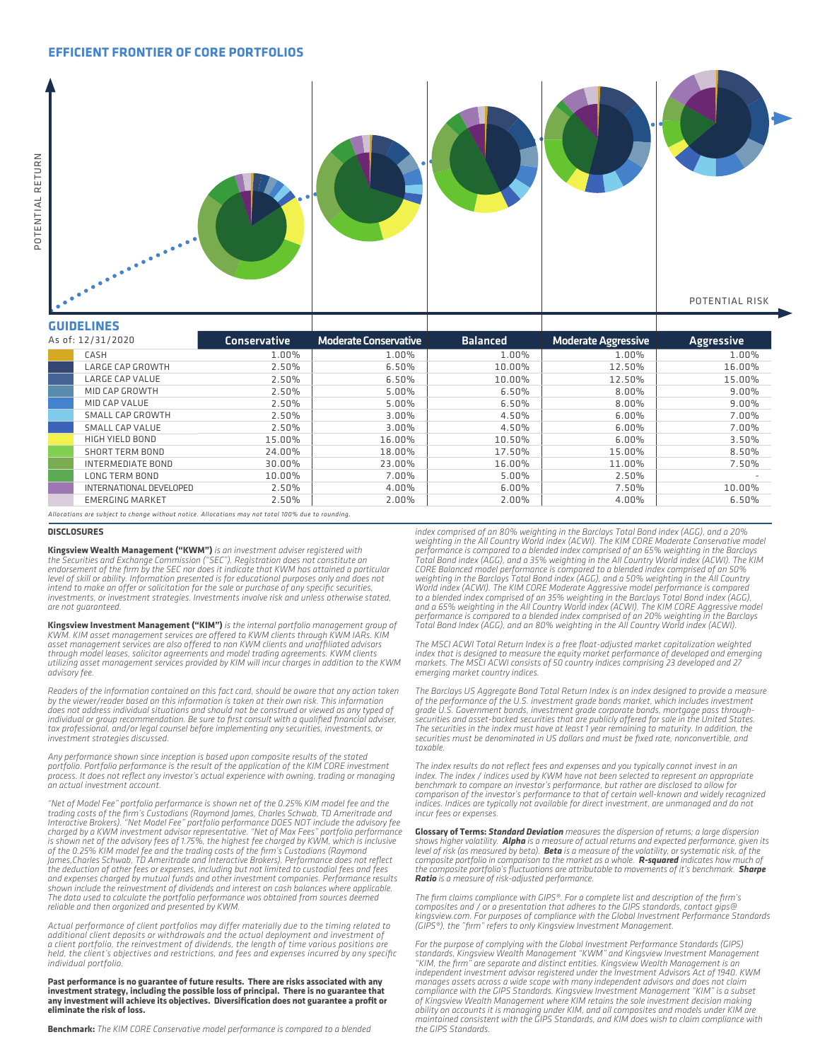## EFFICIENT FRONTIER OF CORE PORTFOLIOS

POTENTIAL RETURN

POTENTIAL RISK

## GUIDELINES

| As of: 12/31/2020 | Conservative | Moderate Conservative | Balanced | Moderate Aggressive | Aggressive |
|---|---|---|---|---|---|
| CASH | 1.00% | 1.00% | 1.00% | 1.00% | 1.00% |
| LARGE CAP GROWTH | 2.50% | 6.50% | 10.00% | 12.50% | 16.00% |
| LARGE CAP VALUE | 2.50% | 6.50% | 10.00% | 12.50% | 15.00% |
| MID CAP GROWTH | 2.50% | 5.00% | 6.50% | 8.00% | 9.00% |
| MID CAP VALUE | 2.50% | 5.00% | 6.50% | 8.00% | 9.00% |
| SMALL CAP GROWTH | 2.50% | 3.00% | 4.50% | 6.00% | 7.00% |
| SMALL CAP VALUE | 2.50% | 3.00% | 4.50% | 6.00% | 7.00% |
| HIGH YIELD BOND | 15.00% | 16.00% | 10.50% | 6.00% | 3.50% |
| SHORT TERM BOND | 24.00% | 18.00% | 17.50% | 15.00% | 8.50% |
| INTERMEDIATE BOND | 30.00% | 23.00% | 16.00% | 11.00% | 7.50% |
| LONG TERM BOND | 10.00% | 7.00% | 5.00% | 2.50% | - |
| INTERNATIONAL DEVELOPED | 2.50% | 4.00% | 6.00% | 7.50% | 10.00% |
| EMERGING MARKET | 2.50% | 2.00% | 2.00% | 4.00% | 6.50% |

*Allocations are subject to change without notice. Allocations may not total 100% due to rounding.*

### DISCLOSURES

**Kingsview Wealth Management ("KWM")** *is an investment adviser registered with the Securities and Exchange Commission ("SEC"). Registration does not constitute an endorsement of the firm by the SEC nor does it indicate that KWM has attained a particular level of skill or ability. Information presented is for educational purposes only and does not intend to make an offer or solicitation for the sale or purchase of any specific securities, investments, or investment strategies. Investments involve risk and unless otherwise stated, are not guaranteed.*

**Kingsview Investment Management ("KIM")** *is the internal portfolio management group of KWM. KIM asset management services are offered to KWM clients through KWM IARs. KIM asset management services are also offered to non KWM clients and unaffiliated advisors through model leases, solicitor agreements and model trading agreements. KWM clients utilizing asset management services provided by KIM will incur charges in addition to the KWM advisory fee.*

*Readers of the information contained on this fact card, should be aware that any action taken by the viewer/reader based on this information is taken at their own risk. This information does not address individual situations and should not be construed or viewed as any typed of individual or group recommendation. Be sure to first consult with a qualified financial adviser, tax professional, and/or legal counsel before implementing any securities, investments, or investment strategies discussed.*

*Any performance shown since inception is based upon composite results of the stated portfolio. Portfolio performance is the result of the application of the KIM CORE investment process. It does not reflect any investor's actual experience with owning, trading or managing an actual investment account.*

*"Net of Model Fee" portfolio performance is shown net of the 0.25% KIM model fee and the trading costs of the firm's Custodians (Raymond James, Charles Schwab, TD Ameritrade and Interactive Brokers). "Net Model Fee" portfolio performance DOES NOT include the advisory fee charged by a KWM investment advisor representative. "Net of Max Fees" portfolio performance is shown net of the advisory fees of 1.75%, the highest fee charged by KWM, which is inclusive of the 0.25% KIM model fee and the trading costs of the firm's Custodians (Raymond James,Charles Schwab, TD Ameritrade and Interactive Brokers). Performance does not reflect the deduction of other fees or expenses, including but not limited to custodial fees and fees and expenses charged by mutual funds and other investment companies. Performance results shown include the reinvestment of dividends and interest on cash balances where applicable. The data used to calculate the portfolio performance was obtained from sources deemed reliable and then organized and presented by KWM.*

*Actual performance of client portfolios may differ materially due to the timing related to additional client deposits or withdrawals and the actual deployment and investment of a client portfolio, the reinvestment of dividends, the length of time various positions are held, the client's objectives and restrictions, and fees and expenses incurred by any specific individual portfolio.*

**Past performance is no guarantee of future results. There are risks associated with any investment strategy, including the possible loss of principal. There is no guarantee that any investment will achieve its objectives. Diversification does not guarantee a profit or eliminate the risk of loss.**

**Benchmark:** *The KIM CORE Conservative model performance is compared to a blended index comprised of an 80% weighting in the Barclays Total Bond index (AGG), and a 20% weighting in the All Country World index (ACWI). The KIM CORE Moderate Conservative model performance is compared to a blended index comprised of an 65% weighting in the Barclays Total Bond index (AGG), and a 35% weighting in the All Country World index (ACWI). The KIM CORE Balanced model performance is compared to a blended index comprised of an 50% weighting in the Barclays Total Bond index (AGG), and a 50% weighting in the All Country World index (ACWI). The KIM CORE Moderate Aggressive model performance is compared to a blended index comprised of an 35% weighting in the Barclays Total Bond index (AGG), and a 65% weighting in the All Country World index (ACWI). The KIM CORE Aggressive model performance is compared to a blended index comprised of an 20% weighting in the Barclays Total Bond Index (AGG), and an 80% weighting in the All Country World index (ACWI).*

*The MSCI ACWI Total Return Index is a free float-adjusted market capitalization weighted index that is designed to measure the equity market performance of developed and emerging markets. The MSCI ACWI consists of 50 country indices comprising 23 developed and 27 emerging market country indices.*

*The Barclays US Aggregate Bond Total Return Index is an index designed to provide a measure of the performance of the U.S. investment grade bonds market, which includes investment grade U.S. Government bonds, investment grade corporate bonds, mortgage pass through-securities and asset-backed securities that are publicly offered for sale in the United States. The securities in the index must have at least 1 year remaining to maturity. In addition, the securities must be denominated in US dollars and must be fixed rate, nonconvertible, and taxable.*

*The index results do not reflect fees and expenses and you typically cannot invest in an index. The index / indices used by KWM have not been selected to represent an appropriate benchmark to compare an investor's performance, but rather are disclosed to allow for comparison of the investor's performance to that of certain well-known and widely recognized indices. Indices are typically not available for direct investment, are unmanaged and do not incur fees or expenses.*

**Glossary of Terms:** ***Standard Deviation*** *measures the dispersion of returns; a large dispersion shows higher volatility.* ***Alpha*** *is a measure of actual returns and expected performance, given its level of risk (as measured by beta).* ***Beta*** *is a measure of the volatility, or systematic risk, of the composite portfolio in comparison to the market as a whole.* ***R-squared*** *indicates how much of the composite portfolio's fluctuations are attributable to movements of it's benchmark.* ***Sharpe Ratio*** *is a measure of risk-adjusted performance.*

*The firm claims compliance with GIPS®. For a complete list and description of the firm's composites and / or a presentation that adheres to the GIPS standards, contact gips@kingsview.com. For purposes of compliance with the Global Investment Performance Standards (GIPS®), the "firm" refers to only Kingsview Investment Management.*

*For the purpose of complying with the Global Investment Performance Standards (GIPS) standards, Kingsview Wealth Management "KWM" and Kingsview Investment Management "KIM, the firm" are separate and distinct entities. Kingsview Wealth Management is an independent investment advisor registered under the Investment Advisors Act of 1940. KWM manages assets across a wide scope with many independent advisors and does not claim compliance with the GIPS Standards. Kingsview Investment Management "KIM" is a subset of Kingsview Wealth Management where KIM retains the sole investment decision making ability on accounts it is managing under KIM, and all composites and models under KIM are maintained consistent with the GIPS Standards, and KIM does wish to claim compliance with the GIPS Standards.*